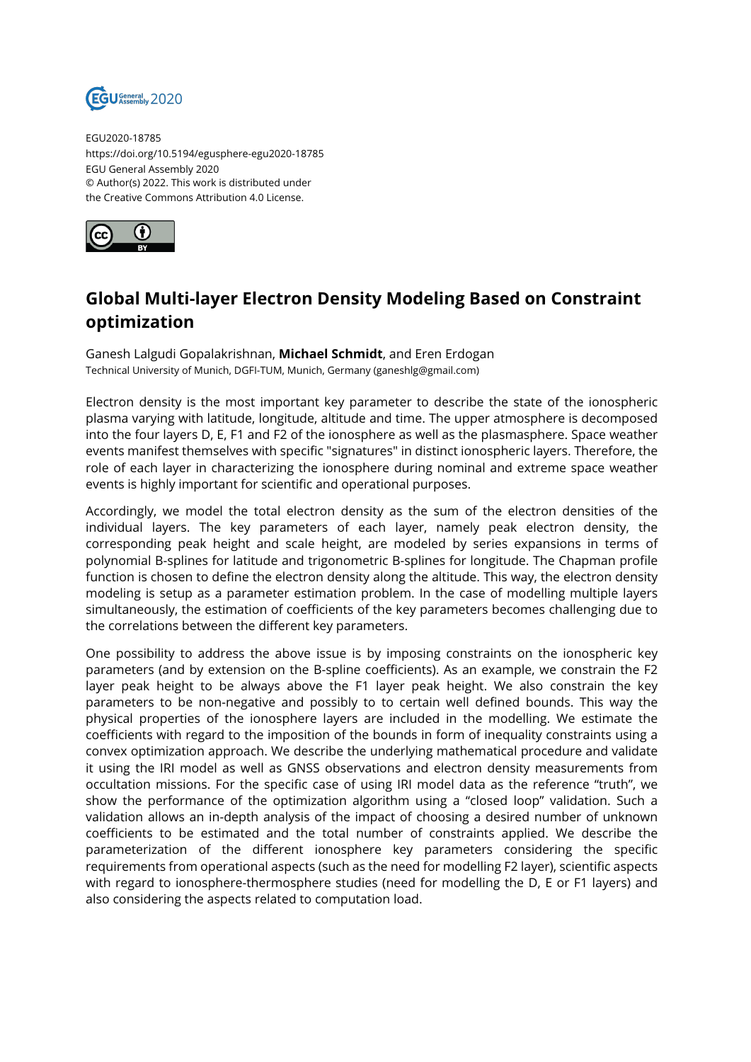EGU2020-18785
https://doi.org/10.5194/egusphere-egu2020-18785
EGU General Assembly 2020
© Author(s) 2022. This work is distributed under
the Creative Commons Attribution 4.0 License.

# Global Multi-layer Electron Density Modeling Based on Constraint optimization

Ganesh Lalgudi Gopalakrishnan, **Michael Schmidt**, and Eren Erdogan
Technical University of Munich, DGFI-TUM, Munich, Germany (ganeshlg@gmail.com)

Electron density is the most important key parameter to describe the state of the ionospheric plasma varying with latitude, longitude, altitude and time. The upper atmosphere is decomposed into the four layers D, E, F1 and F2 of the ionosphere as well as the plasmasphere. Space weather events manifest themselves with specific "signatures" in distinct ionospheric layers. Therefore, the role of each layer in characterizing the ionosphere during nominal and extreme space weather events is highly important for scientific and operational purposes.

Accordingly, we model the total electron density as the sum of the electron densities of the individual layers. The key parameters of each layer, namely peak electron density, the corresponding peak height and scale height, are modeled by series expansions in terms of polynomial B-splines for latitude and trigonometric B-splines for longitude. The Chapman profile function is chosen to define the electron density along the altitude. This way, the electron density modeling is setup as a parameter estimation problem. In the case of modelling multiple layers simultaneously, the estimation of coefficients of the key parameters becomes challenging due to the correlations between the different key parameters.

One possibility to address the above issue is by imposing constraints on the ionospheric key parameters (and by extension on the B-spline coefficients). As an example, we constrain the F2 layer peak height to be always above the F1 layer peak height. We also constrain the key parameters to be non-negative and possibly to to certain well defined bounds. This way the physical properties of the ionosphere layers are included in the modelling. We estimate the coefficients with regard to the imposition of the bounds in form of inequality constraints using a convex optimization approach. We describe the underlying mathematical procedure and validate it using the IRI model as well as GNSS observations and electron density measurements from occultation missions. For the specific case of using IRI model data as the reference "truth", we show the performance of the optimization algorithm using a "closed loop" validation. Such a validation allows an in-depth analysis of the impact of choosing a desired number of unknown coefficients to be estimated and the total number of constraints applied. We describe the parameterization of the different ionosphere key parameters considering the specific requirements from operational aspects (such as the need for modelling F2 layer), scientific aspects with regard to ionosphere-thermosphere studies (need for modelling the D, E or F1 layers) and also considering the aspects related to computation load.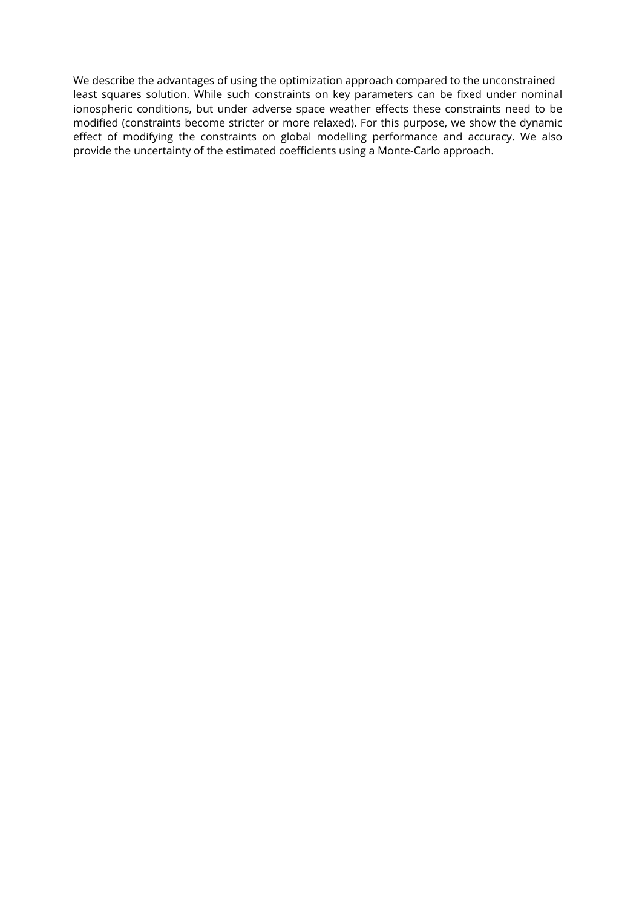We describe the advantages of using the optimization approach compared to the unconstrained least squares solution. While such constraints on key parameters can be fixed under nominal ionospheric conditions, but under adverse space weather effects these constraints need to be modified (constraints become stricter or more relaxed). For this purpose, we show the dynamic effect of modifying the constraints on global modelling performance and accuracy. We also provide the uncertainty of the estimated coefficients using a Monte-Carlo approach.